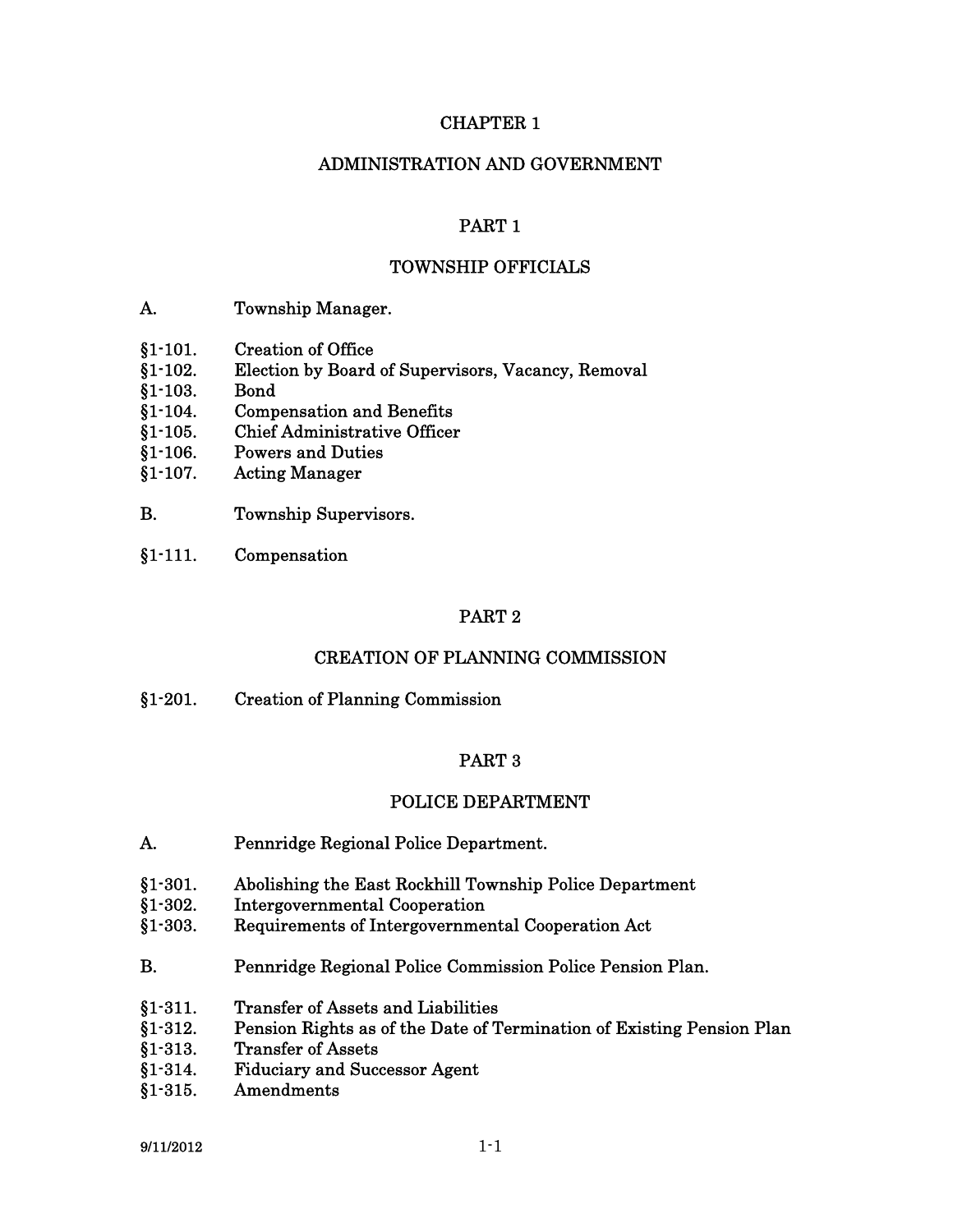# CHAPTER 1

# ADMINISTRATION AND GOVERNMENT

## PART 1

## TOWNSHIP OFFICIALS

A. Township Manager.

§1-101. Creation of Office
§1-102. Election by Board of Supervisors, Vacancy, Removal
§1-103. Bond
§1-104. Compensation and Benefits
§1-105. Chief Administrative Officer
§1-106. Powers and Duties
§1-107. Acting Manager

B. Township Supervisors.

§1-111. Compensation

## PART 2

## CREATION OF PLANNING COMMISSION

§1-201. Creation of Planning Commission

## PART 3

## POLICE DEPARTMENT

A. Pennridge Regional Police Department.

§1-301. Abolishing the East Rockhill Township Police Department
§1-302. Intergovernmental Cooperation
§1-303. Requirements of Intergovernmental Cooperation Act

B. Pennridge Regional Police Commission Police Pension Plan.

§1-311. Transfer of Assets and Liabilities
§1-312. Pension Rights as of the Date of Termination of Existing Pension Plan
§1-313. Transfer of Assets
§1-314. Fiduciary and Successor Agent
§1-315. Amendments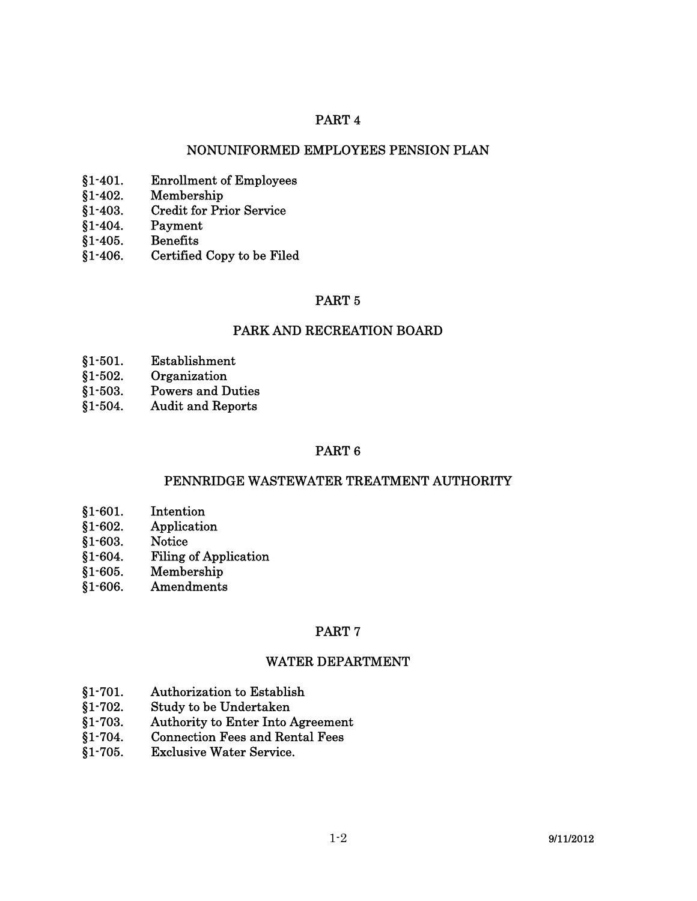## PART 4

## NONUNIFORMED EMPLOYEES PENSION PLAN

§1-401. Enrollment of Employees
§1-402. Membership
§1-403. Credit for Prior Service
§1-404. Payment
§1-405. Benefits
§1-406. Certified Copy to be Filed

## PART 5

## PARK AND RECREATION BOARD

§1-501. Establishment
§1-502. Organization
§1-503. Powers and Duties
§1-504. Audit and Reports

## PART 6

## PENNRIDGE WASTEWATER TREATMENT AUTHORITY

§1-601. Intention
§1-602. Application
§1-603. Notice
§1-604. Filing of Application
§1-605. Membership
§1-606. Amendments

## PART 7

## WATER DEPARTMENT

§1-701. Authorization to Establish
§1-702. Study to be Undertaken
§1-703. Authority to Enter Into Agreement
§1-704. Connection Fees and Rental Fees
§1-705. Exclusive Water Service.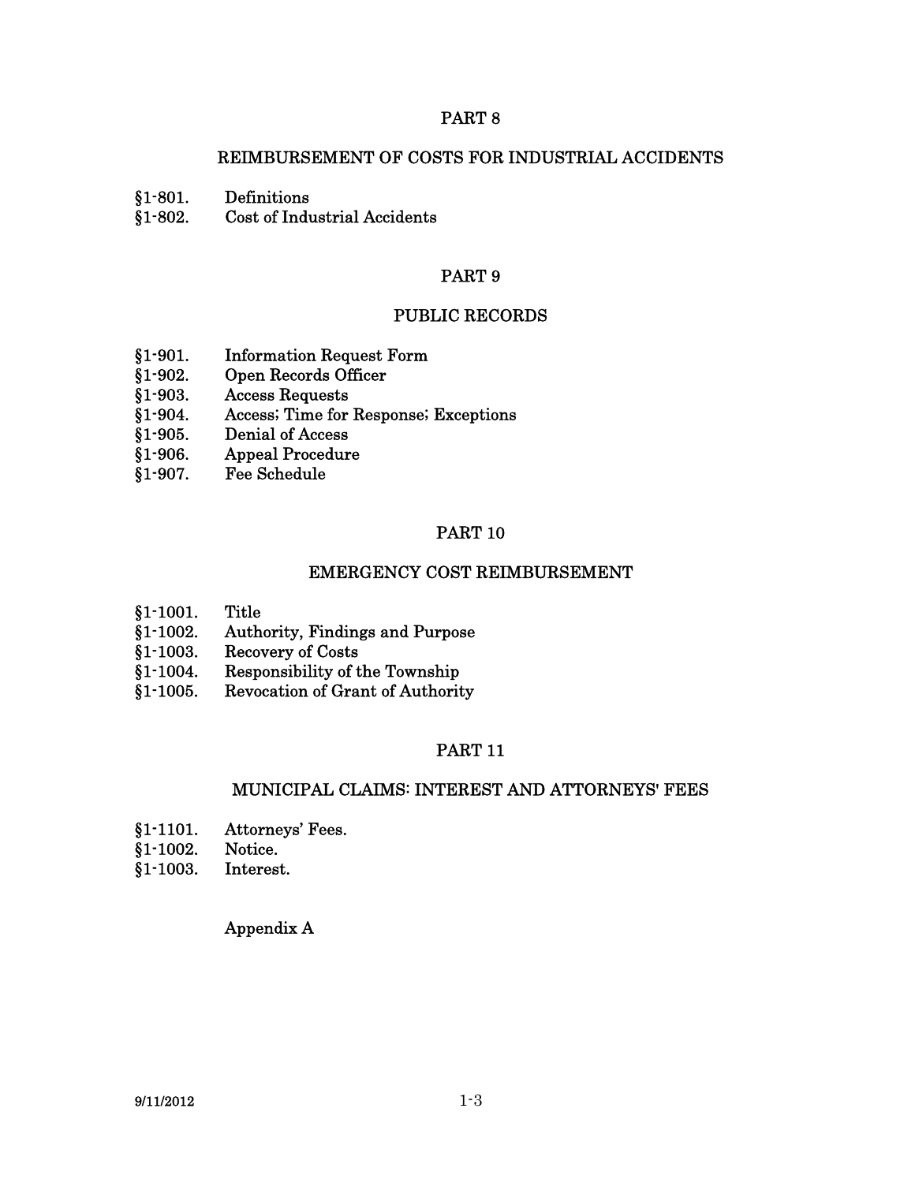## PART 8

## REIMBURSEMENT OF COSTS FOR INDUSTRIAL ACCIDENTS

§1-801. Definitions
§1-802. Cost of Industrial Accidents

## PART 9

## PUBLIC RECORDS

§1-901. Information Request Form
§1-902. Open Records Officer
§1-903. Access Requests
§1-904. Access; Time for Response; Exceptions
§1-905. Denial of Access
§1-906. Appeal Procedure
§1-907. Fee Schedule

## PART 10

## EMERGENCY COST REIMBURSEMENT

§1-1001. Title
§1-1002. Authority, Findings and Purpose
§1-1003. Recovery of Costs
§1-1004. Responsibility of the Township
§1-1005. Revocation of Grant of Authority

## PART 11

## MUNICIPAL CLAIMS: INTEREST AND ATTORNEYS' FEES

§1-1101. Attorneys' Fees.
§1-1002. Notice.
§1-1003. Interest.

Appendix A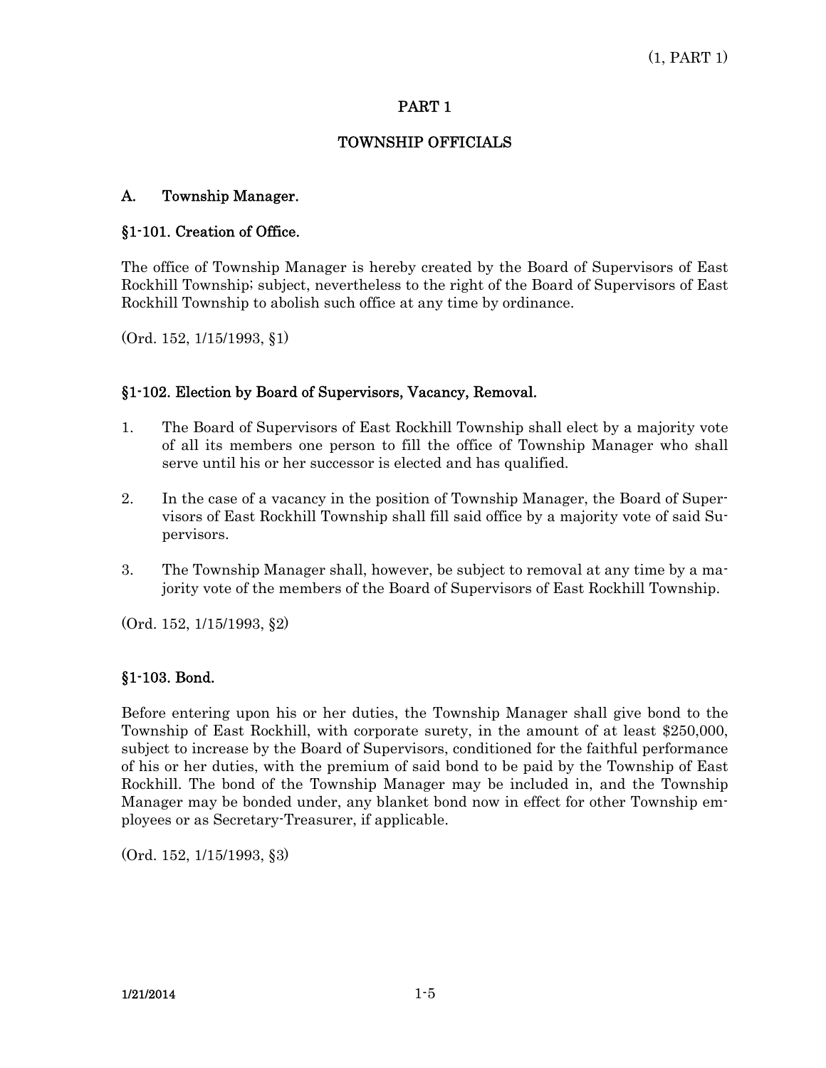# PART 1

# TOWNSHIP OFFICIALS

## A. Township Manager.

### §1-101. Creation of Office.

The office of Township Manager is hereby created by the Board of Supervisors of East Rockhill Township; subject, nevertheless to the right of the Board of Supervisors of East Rockhill Township to abolish such office at any time by ordinance.

(Ord. 152, 1/15/1993, §1)

### §1-102. Election by Board of Supervisors, Vacancy, Removal.

1. The Board of Supervisors of East Rockhill Township shall elect by a majority vote of all its members one person to fill the office of Township Manager who shall serve until his or her successor is elected and has qualified.

2. In the case of a vacancy in the position of Township Manager, the Board of Supervisors of East Rockhill Township shall fill said office by a majority vote of said Supervisors.

3. The Township Manager shall, however, be subject to removal at any time by a majority vote of the members of the Board of Supervisors of East Rockhill Township.

(Ord. 152, 1/15/1993, §2)

### §1-103. Bond.

Before entering upon his or her duties, the Township Manager shall give bond to the Township of East Rockhill, with corporate surety, in the amount of at least $250,000, subject to increase by the Board of Supervisors, conditioned for the faithful performance of his or her duties, with the premium of said bond to be paid by the Township of East Rockhill. The bond of the Township Manager may be included in, and the Township Manager may be bonded under, any blanket bond now in effect for other Township employees or as Secretary-Treasurer, if applicable.

(Ord. 152, 1/15/1993, §3)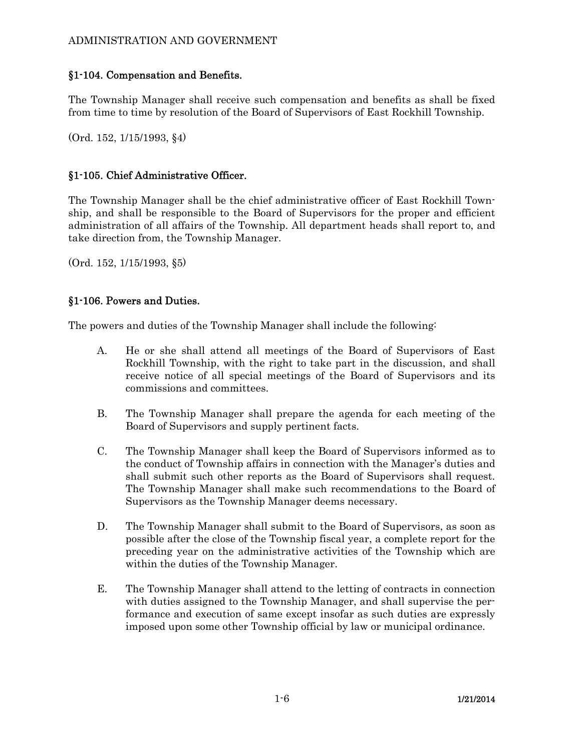## §1-104. Compensation and Benefits.

The Township Manager shall receive such compensation and benefits as shall be fixed from time to time by resolution of the Board of Supervisors of East Rockhill Township.

(Ord. 152, 1/15/1993, §4)

## §1-105. Chief Administrative Officer.

The Township Manager shall be the chief administrative officer of East Rockhill Township, and shall be responsible to the Board of Supervisors for the proper and efficient administration of all affairs of the Township. All department heads shall report to, and take direction from, the Township Manager.

(Ord. 152, 1/15/1993, §5)

## §1-106. Powers and Duties.

The powers and duties of the Township Manager shall include the following:

A. He or she shall attend all meetings of the Board of Supervisors of East Rockhill Township, with the right to take part in the discussion, and shall receive notice of all special meetings of the Board of Supervisors and its commissions and committees.

B. The Township Manager shall prepare the agenda for each meeting of the Board of Supervisors and supply pertinent facts.

C. The Township Manager shall keep the Board of Supervisors informed as to the conduct of Township affairs in connection with the Manager's duties and shall submit such other reports as the Board of Supervisors shall request. The Township Manager shall make such recommendations to the Board of Supervisors as the Township Manager deems necessary.

D. The Township Manager shall submit to the Board of Supervisors, as soon as possible after the close of the Township fiscal year, a complete report for the preceding year on the administrative activities of the Township which are within the duties of the Township Manager.

E. The Township Manager shall attend to the letting of contracts in connection with duties assigned to the Township Manager, and shall supervise the performance and execution of same except insofar as such duties are expressly imposed upon some other Township official by law or municipal ordinance.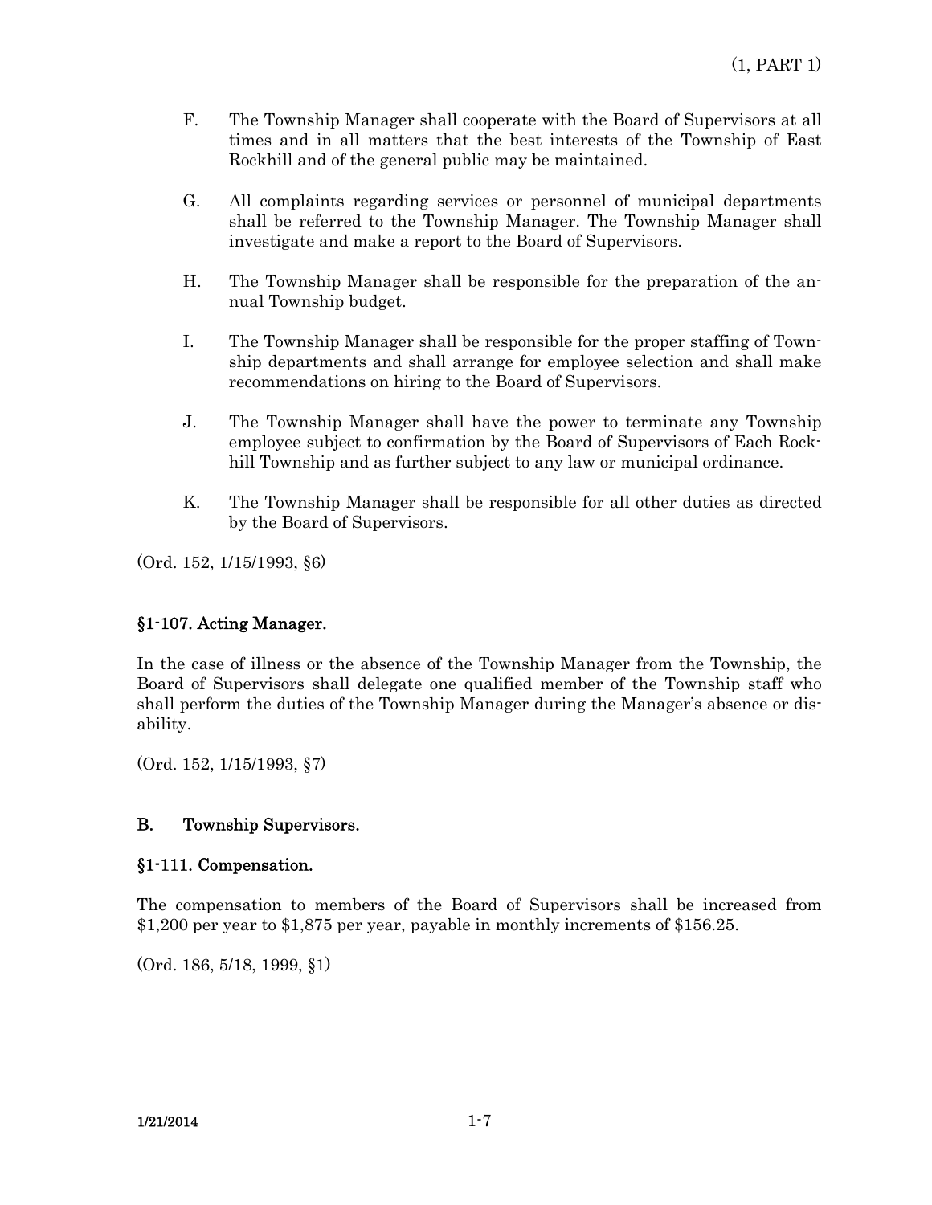F. The Township Manager shall cooperate with the Board of Supervisors at all times and in all matters that the best interests of the Township of East Rockhill and of the general public may be maintained.

G. All complaints regarding services or personnel of municipal departments shall be referred to the Township Manager. The Township Manager shall investigate and make a report to the Board of Supervisors.

H. The Township Manager shall be responsible for the preparation of the annual Township budget.

I. The Township Manager shall be responsible for the proper staffing of Township departments and shall arrange for employee selection and shall make recommendations on hiring to the Board of Supervisors.

J. The Township Manager shall have the power to terminate any Township employee subject to confirmation by the Board of Supervisors of Each Rockhill Township and as further subject to any law or municipal ordinance.

K. The Township Manager shall be responsible for all other duties as directed by the Board of Supervisors.

(Ord. 152, 1/15/1993, §6)

**§1-107. Acting Manager.**

In the case of illness or the absence of the Township Manager from the Township, the Board of Supervisors shall delegate one qualified member of the Township staff who shall perform the duties of the Township Manager during the Manager's absence or disability.

(Ord. 152, 1/15/1993, §7)

**B. Township Supervisors.**

**§1-111. Compensation.**

The compensation to members of the Board of Supervisors shall be increased from $1,200 per year to $1,875 per year, payable in monthly increments of $156.25.

(Ord. 186, 5/18, 1999, §1)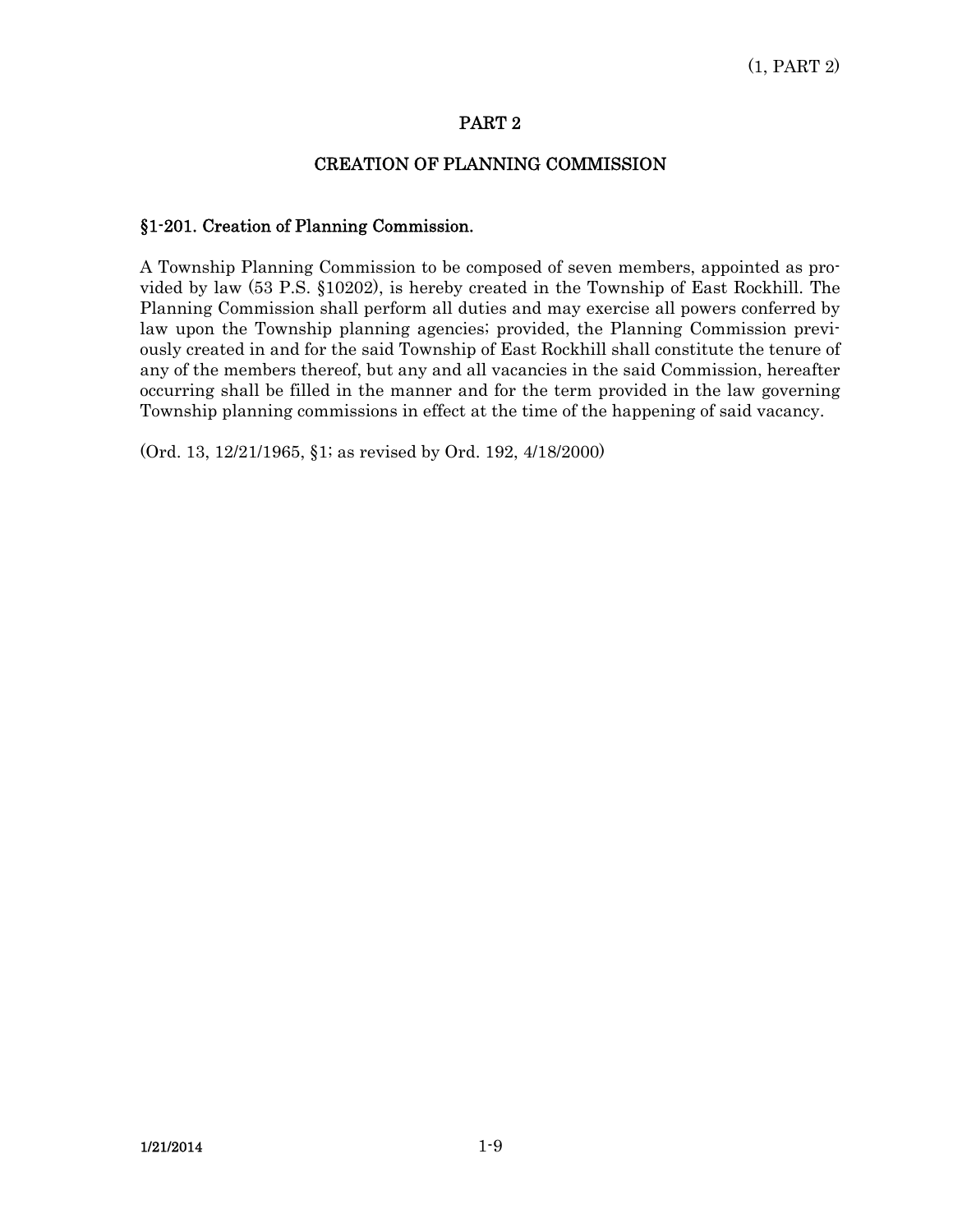# PART 2

## CREATION OF PLANNING COMMISSION

### §1-201. Creation of Planning Commission.

A Township Planning Commission to be composed of seven members, appointed as provided by law (53 P.S. §10202), is hereby created in the Township of East Rockhill. The Planning Commission shall perform all duties and may exercise all powers conferred by law upon the Township planning agencies; provided, the Planning Commission previously created in and for the said Township of East Rockhill shall constitute the tenure of any of the members thereof, but any and all vacancies in the said Commission, hereafter occurring shall be filled in the manner and for the term provided in the law governing Township planning commissions in effect at the time of the happening of said vacancy.

(Ord. 13, 12/21/1965, §1; as revised by Ord. 192, 4/18/2000)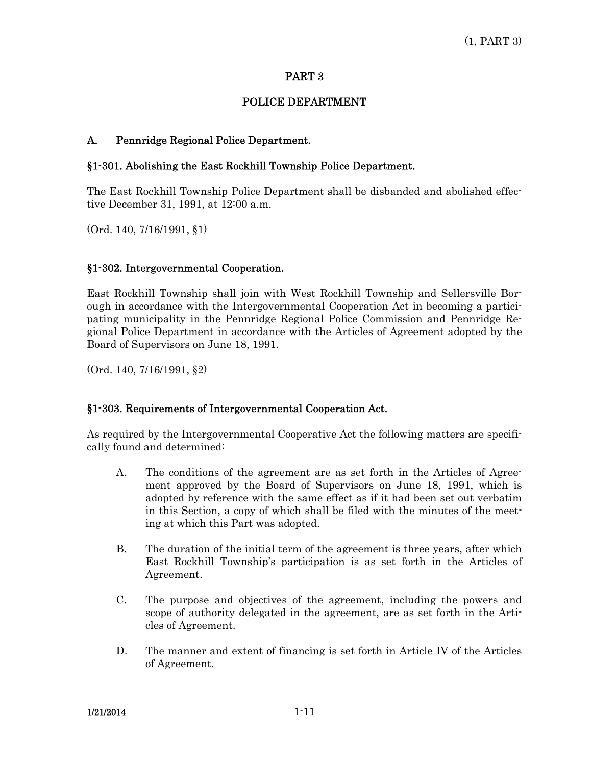# PART 3

## POLICE DEPARTMENT

### A. Pennridge Regional Police Department.

### §1-301. Abolishing the East Rockhill Township Police Department.

The East Rockhill Township Police Department shall be disbanded and abolished effective December 31, 1991, at 12:00 a.m.

(Ord. 140, 7/16/1991, §1)

### §1-302. Intergovernmental Cooperation.

East Rockhill Township shall join with West Rockhill Township and Sellersville Borough in accordance with the Intergovernmental Cooperation Act in becoming a participating municipality in the Pennridge Regional Police Commission and Pennridge Regional Police Department in accordance with the Articles of Agreement adopted by the Board of Supervisors on June 18, 1991.

(Ord. 140, 7/16/1991, §2)

### §1-303. Requirements of Intergovernmental Cooperation Act.

As required by the Intergovernmental Cooperative Act the following matters are specifically found and determined:

A. The conditions of the agreement are as set forth in the Articles of Agreement approved by the Board of Supervisors on June 18, 1991, which is adopted by reference with the same effect as if it had been set out verbatim in this Section, a copy of which shall be filed with the minutes of the meeting at which this Part was adopted.

B. The duration of the initial term of the agreement is three years, after which East Rockhill Township's participation is as set forth in the Articles of Agreement.

C. The purpose and objectives of the agreement, including the powers and scope of authority delegated in the agreement, are as set forth in the Articles of Agreement.

D. The manner and extent of financing is set forth in Article IV of the Articles of Agreement.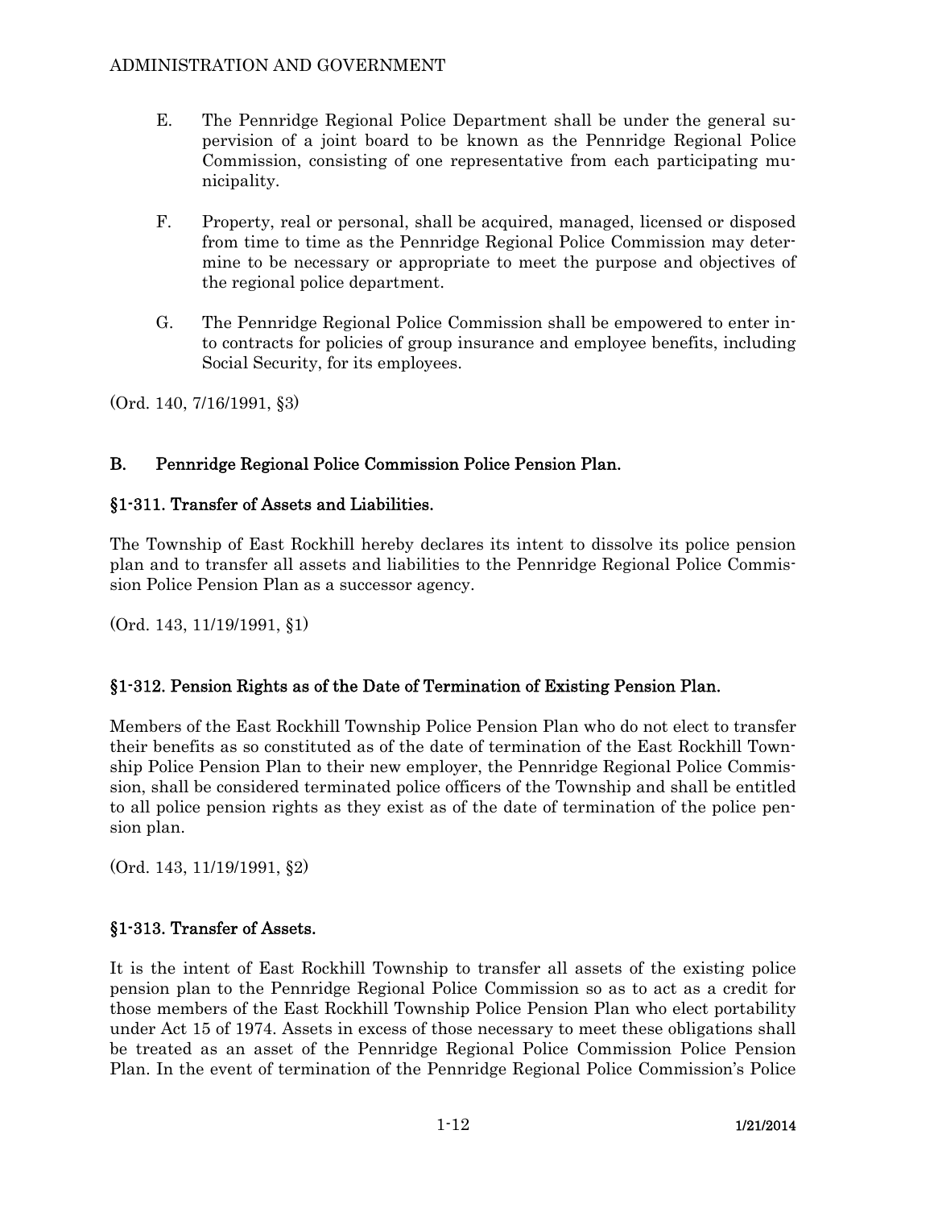E. The Pennridge Regional Police Department shall be under the general supervision of a joint board to be known as the Pennridge Regional Police Commission, consisting of one representative from each participating municipality.

F. Property, real or personal, shall be acquired, managed, licensed or disposed from time to time as the Pennridge Regional Police Commission may determine to be necessary or appropriate to meet the purpose and objectives of the regional police department.

G. The Pennridge Regional Police Commission shall be empowered to enter into contracts for policies of group insurance and employee benefits, including Social Security, for its employees.

(Ord. 140, 7/16/1991, §3)

## B. Pennridge Regional Police Commission Police Pension Plan.

### §1-311. Transfer of Assets and Liabilities.

The Township of East Rockhill hereby declares its intent to dissolve its police pension plan and to transfer all assets and liabilities to the Pennridge Regional Police Commission Police Pension Plan as a successor agency.

(Ord. 143, 11/19/1991, §1)

### §1-312. Pension Rights as of the Date of Termination of Existing Pension Plan.

Members of the East Rockhill Township Police Pension Plan who do not elect to transfer their benefits as so constituted as of the date of termination of the East Rockhill Township Police Pension Plan to their new employer, the Pennridge Regional Police Commission, shall be considered terminated police officers of the Township and shall be entitled to all police pension rights as they exist as of the date of termination of the police pension plan.

(Ord. 143, 11/19/1991, §2)

### §1-313. Transfer of Assets.

It is the intent of East Rockhill Township to transfer all assets of the existing police pension plan to the Pennridge Regional Police Commission so as to act as a credit for those members of the East Rockhill Township Police Pension Plan who elect portability under Act 15 of 1974. Assets in excess of those necessary to meet these obligations shall be treated as an asset of the Pennridge Regional Police Commission Police Pension Plan. In the event of termination of the Pennridge Regional Police Commission's Police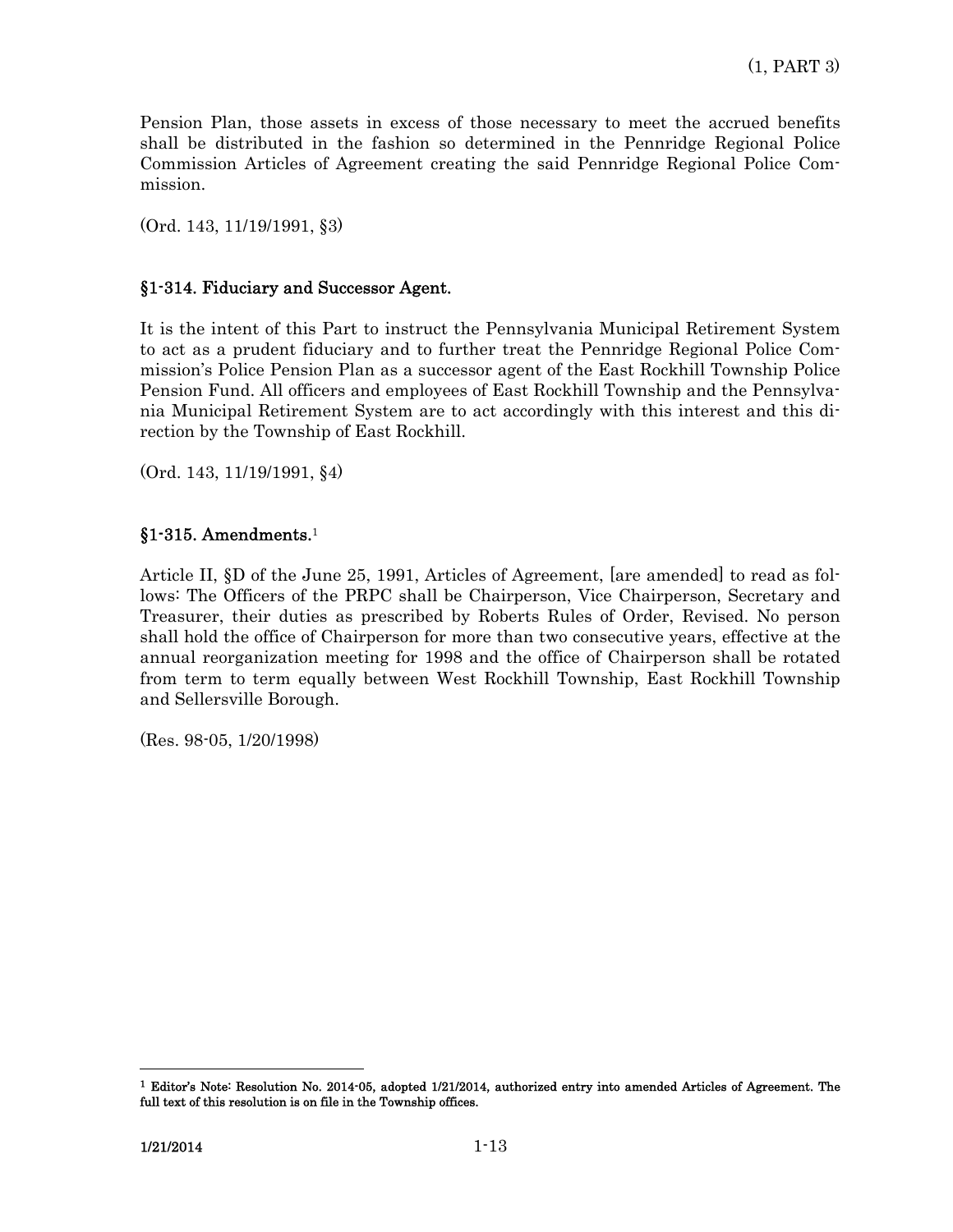Pension Plan, those assets in excess of those necessary to meet the accrued benefits shall be distributed in the fashion so determined in the Pennridge Regional Police Commission Articles of Agreement creating the said Pennridge Regional Police Commission.

(Ord. 143, 11/19/1991, §3)

## §1-314. Fiduciary and Successor Agent.

It is the intent of this Part to instruct the Pennsylvania Municipal Retirement System to act as a prudent fiduciary and to further treat the Pennridge Regional Police Commission's Police Pension Plan as a successor agent of the East Rockhill Township Police Pension Fund. All officers and employees of East Rockhill Township and the Pennsylvania Municipal Retirement System are to act accordingly with this interest and this direction by the Township of East Rockhill.

(Ord. 143, 11/19/1991, §4)

## §1-315. Amendments.[1]

Article II, §D of the June 25, 1991, Articles of Agreement, [are amended] to read as follows: The Officers of the PRPC shall be Chairperson, Vice Chairperson, Secretary and Treasurer, their duties as prescribed by Roberts Rules of Order, Revised. No person shall hold the office of Chairperson for more than two consecutive years, effective at the annual reorganization meeting for 1998 and the office of Chairperson shall be rotated from term to term equally between West Rockhill Township, East Rockhill Township and Sellersville Borough.

(Res. 98-05, 1/20/1998)

---

[1] **Editor's Note: Resolution No. 2014-05, adopted 1/21/2014, authorized entry into amended Articles of Agreement. The full text of this resolution is on file in the Township offices.**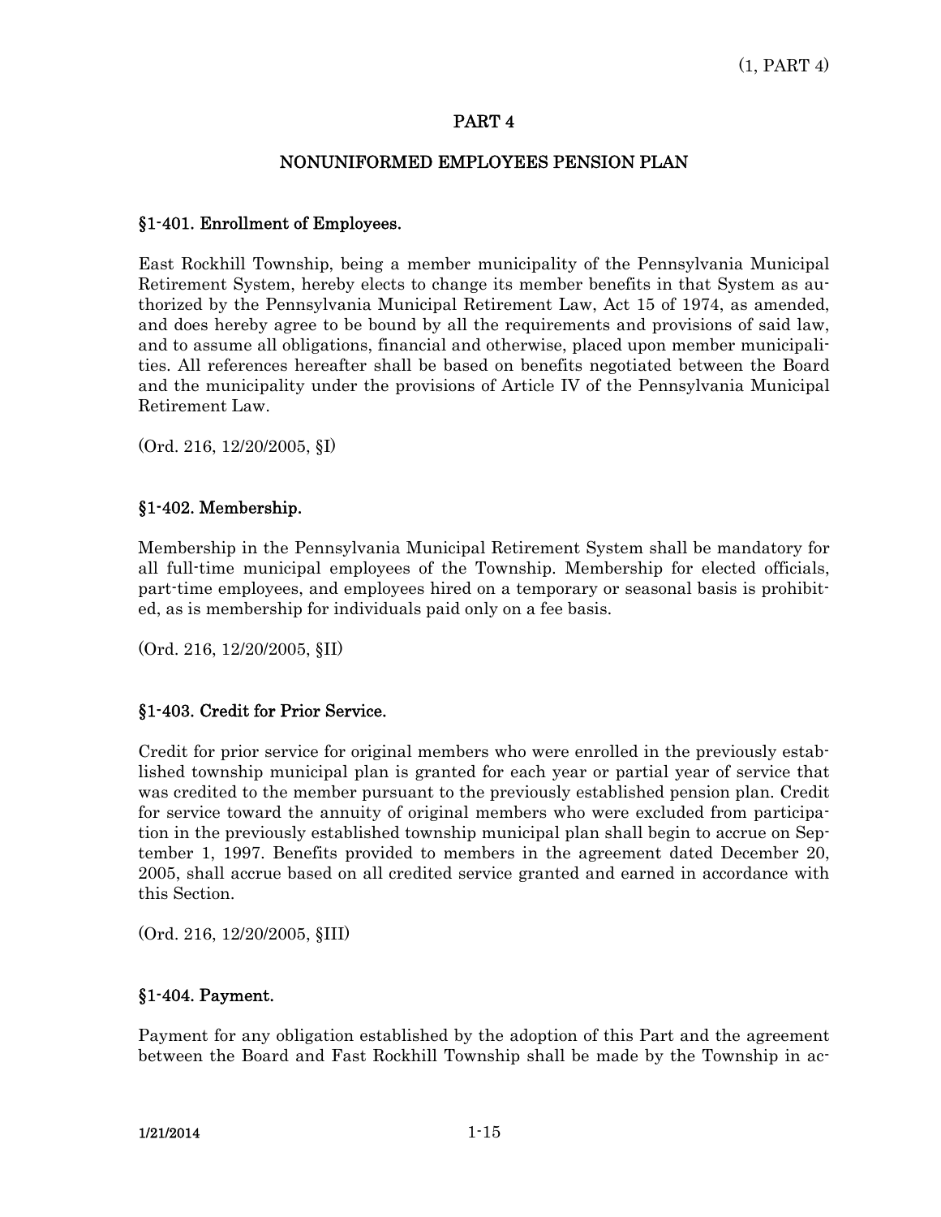## PART 4

## NONUNIFORMED EMPLOYEES PENSION PLAN

### §1-401. Enrollment of Employees.

East Rockhill Township, being a member municipality of the Pennsylvania Municipal Retirement System, hereby elects to change its member benefits in that System as authorized by the Pennsylvania Municipal Retirement Law, Act 15 of 1974, as amended, and does hereby agree to be bound by all the requirements and provisions of said law, and to assume all obligations, financial and otherwise, placed upon member municipalities. All references hereafter shall be based on benefits negotiated between the Board and the municipality under the provisions of Article IV of the Pennsylvania Municipal Retirement Law.

(Ord. 216, 12/20/2005, §I)

### §1-402. Membership.

Membership in the Pennsylvania Municipal Retirement System shall be mandatory for all full-time municipal employees of the Township. Membership for elected officials, part-time employees, and employees hired on a temporary or seasonal basis is prohibited, as is membership for individuals paid only on a fee basis.

(Ord. 216, 12/20/2005, §II)

### §1-403. Credit for Prior Service.

Credit for prior service for original members who were enrolled in the previously established township municipal plan is granted for each year or partial year of service that was credited to the member pursuant to the previously established pension plan. Credit for service toward the annuity of original members who were excluded from participation in the previously established township municipal plan shall begin to accrue on September 1, 1997. Benefits provided to members in the agreement dated December 20, 2005, shall accrue based on all credited service granted and earned in accordance with this Section.

(Ord. 216, 12/20/2005, §III)

### §1-404. Payment.

Payment for any obligation established by the adoption of this Part and the agreement between the Board and Fast Rockhill Township shall be made by the Township in ac-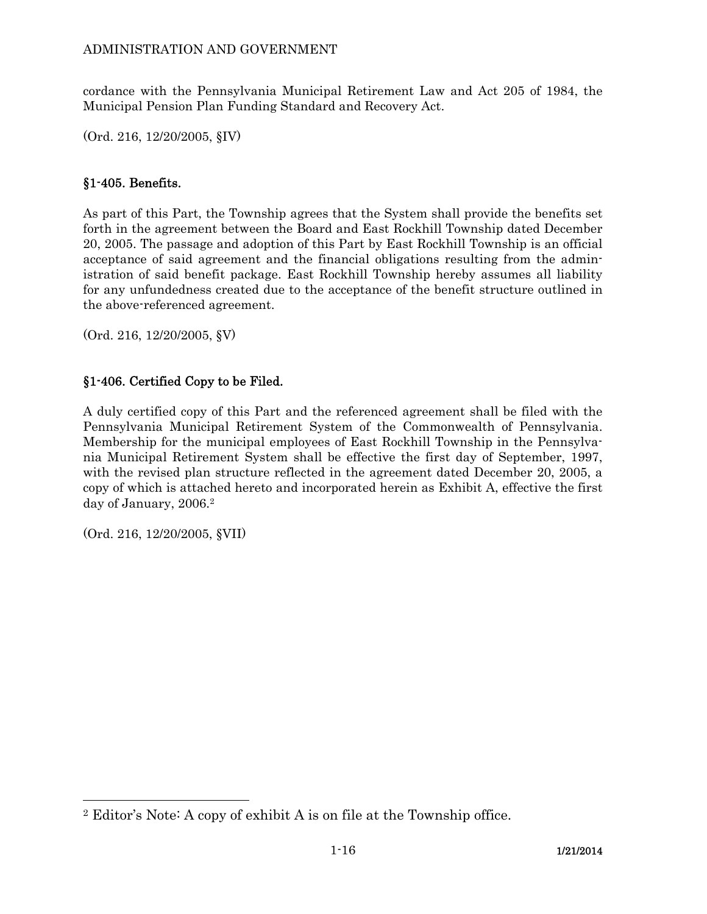cordance with the Pennsylvania Municipal Retirement Law and Act 205 of 1984, the Municipal Pension Plan Funding Standard and Recovery Act.

(Ord. 216, 12/20/2005, §IV)

### §1-405. Benefits.

As part of this Part, the Township agrees that the System shall provide the benefits set forth in the agreement between the Board and East Rockhill Township dated December 20, 2005. The passage and adoption of this Part by East Rockhill Township is an official acceptance of said agreement and the financial obligations resulting from the administration of said benefit package. East Rockhill Township hereby assumes all liability for any unfundedness created due to the acceptance of the benefit structure outlined in the above-referenced agreement.

(Ord. 216, 12/20/2005, §V)

### §1-406. Certified Copy to be Filed.

A duly certified copy of this Part and the referenced agreement shall be filed with the Pennsylvania Municipal Retirement System of the Commonwealth of Pennsylvania. Membership for the municipal employees of East Rockhill Township in the Pennsylvania Municipal Retirement System shall be effective the first day of September, 1997, with the revised plan structure reflected in the agreement dated December 20, 2005, a copy of which is attached hereto and incorporated herein as Exhibit A, effective the first day of January, 2006.[2]

(Ord. 216, 12/20/2005, §VII)

---

[2] Editor's Note: A copy of exhibit A is on file at the Township office.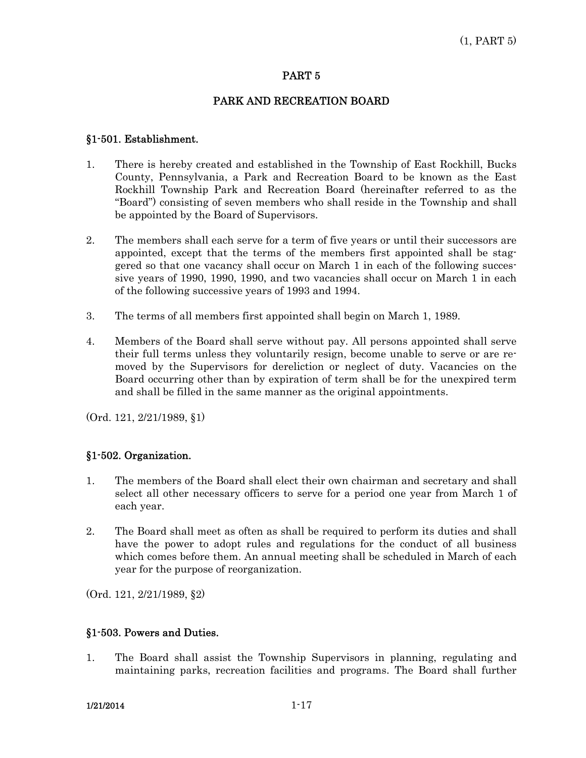# PART 5

## PARK AND RECREATION BOARD

### §1-501. Establishment.

1. There is hereby created and established in the Township of East Rockhill, Bucks County, Pennsylvania, a Park and Recreation Board to be known as the East Rockhill Township Park and Recreation Board (hereinafter referred to as the "Board") consisting of seven members who shall reside in the Township and shall be appointed by the Board of Supervisors.

2. The members shall each serve for a term of five years or until their successors are appointed, except that the terms of the members first appointed shall be staggered so that one vacancy shall occur on March 1 in each of the following successive years of 1990, 1990, 1990, and two vacancies shall occur on March 1 in each of the following successive years of 1993 and 1994.

3. The terms of all members first appointed shall begin on March 1, 1989.

4. Members of the Board shall serve without pay. All persons appointed shall serve their full terms unless they voluntarily resign, become unable to serve or are removed by the Supervisors for dereliction or neglect of duty. Vacancies on the Board occurring other than by expiration of term shall be for the unexpired term and shall be filled in the same manner as the original appointments.

(Ord. 121, 2/21/1989, §1)

### §1-502. Organization.

1. The members of the Board shall elect their own chairman and secretary and shall select all other necessary officers to serve for a period one year from March 1 of each year.

2. The Board shall meet as often as shall be required to perform its duties and shall have the power to adopt rules and regulations for the conduct of all business which comes before them. An annual meeting shall be scheduled in March of each year for the purpose of reorganization.

(Ord. 121, 2/21/1989, §2)

### §1-503. Powers and Duties.

1. The Board shall assist the Township Supervisors in planning, regulating and maintaining parks, recreation facilities and programs. The Board shall further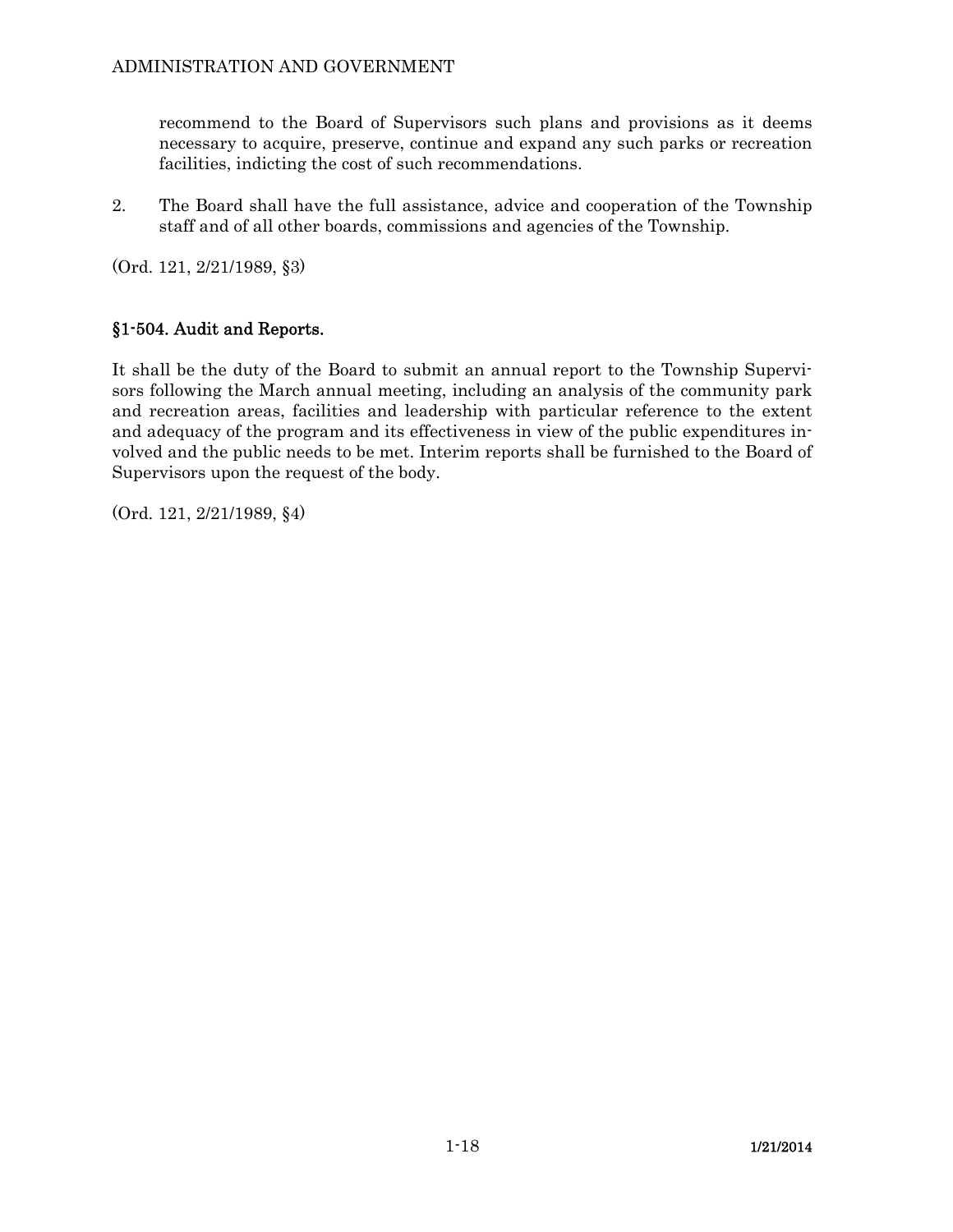recommend to the Board of Supervisors such plans and provisions as it deems necessary to acquire, preserve, continue and expand any such parks or recreation facilities, indicting the cost of such recommendations.

2. The Board shall have the full assistance, advice and cooperation of the Township staff and of all other boards, commissions and agencies of the Township.

(Ord. 121, 2/21/1989, §3)

### §1-504. Audit and Reports.

It shall be the duty of the Board to submit an annual report to the Township Supervisors following the March annual meeting, including an analysis of the community park and recreation areas, facilities and leadership with particular reference to the extent and adequacy of the program and its effectiveness in view of the public expenditures involved and the public needs to be met. Interim reports shall be furnished to the Board of Supervisors upon the request of the body.

(Ord. 121, 2/21/1989, §4)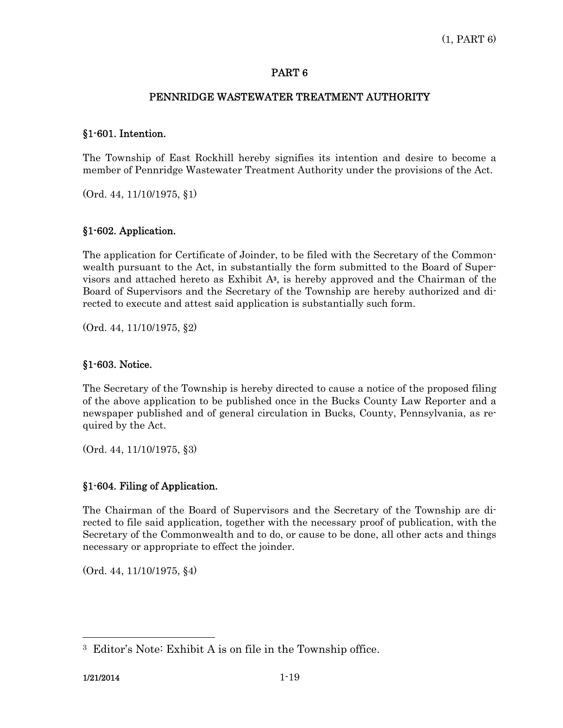## PART 6

## PENNRIDGE WASTEWATER TREATMENT AUTHORITY

### §1-601. Intention.

The Township of East Rockhill hereby signifies its intention and desire to become a member of Pennridge Wastewater Treatment Authority under the provisions of the Act.

(Ord. 44, 11/10/1975, §1)

### §1-602. Application.

The application for Certificate of Joinder, to be filed with the Secretary of the Commonwealth pursuant to the Act, in substantially the form submitted to the Board of Supervisors and attached hereto as Exhibit A[3], is hereby approved and the Chairman of the Board of Supervisors and the Secretary of the Township are hereby authorized and directed to execute and attest said application is substantially such form.

(Ord. 44, 11/10/1975, §2)

### §1-603. Notice.

The Secretary of the Township is hereby directed to cause a notice of the proposed filing of the above application to be published once in the Bucks County Law Reporter and a newspaper published and of general circulation in Bucks, County, Pennsylvania, as required by the Act.

(Ord. 44, 11/10/1975, §3)

### §1-604. Filing of Application.

The Chairman of the Board of Supervisors and the Secretary of the Township are directed to file said application, together with the necessary proof of publication, with the Secretary of the Commonwealth and to do, or cause to be done, all other acts and things necessary or appropriate to effect the joinder.

(Ord. 44, 11/10/1975, §4)

---

[3] Editor's Note: Exhibit A is on file in the Township office.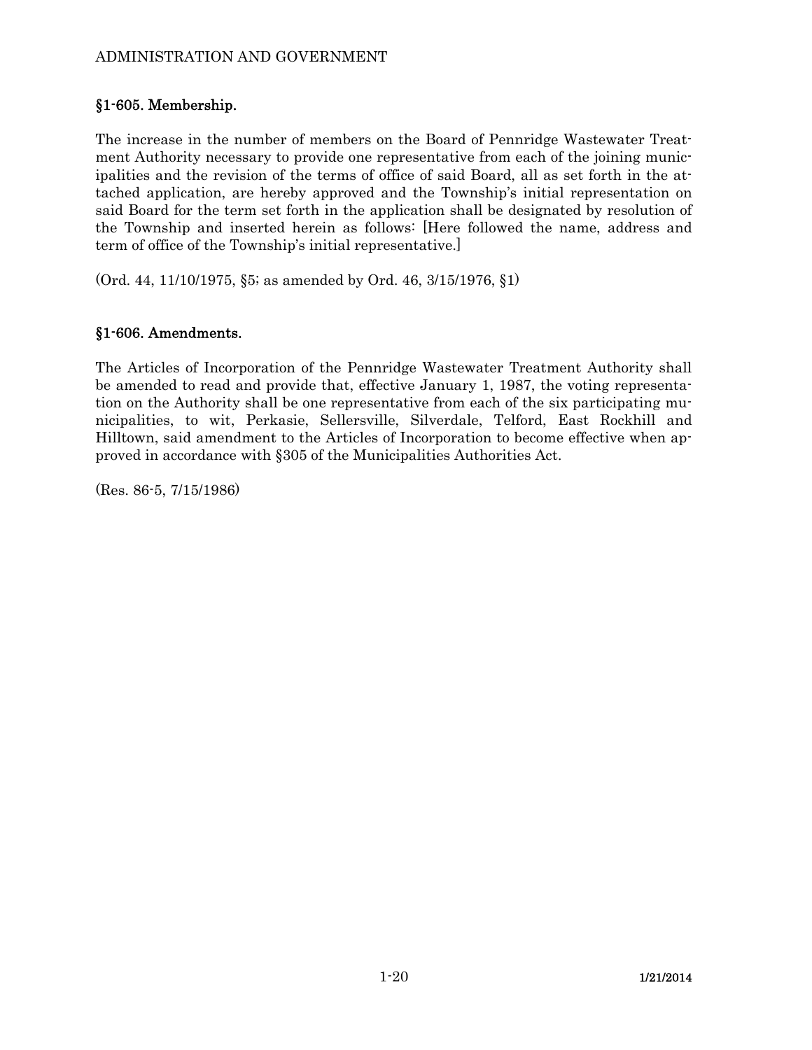## §1-605. Membership.

The increase in the number of members on the Board of Pennridge Wastewater Treatment Authority necessary to provide one representative from each of the joining municipalities and the revision of the terms of office of said Board, all as set forth in the attached application, are hereby approved and the Township's initial representation on said Board for the term set forth in the application shall be designated by resolution of the Township and inserted herein as follows: [Here followed the name, address and term of office of the Township's initial representative.]

(Ord. 44, 11/10/1975, §5; as amended by Ord. 46, 3/15/1976, §1)

## §1-606. Amendments.

The Articles of Incorporation of the Pennridge Wastewater Treatment Authority shall be amended to read and provide that, effective January 1, 1987, the voting representation on the Authority shall be one representative from each of the six participating municipalities, to wit, Perkasie, Sellersville, Silverdale, Telford, East Rockhill and Hilltown, said amendment to the Articles of Incorporation to become effective when approved in accordance with §305 of the Municipalities Authorities Act.

(Res. 86-5, 7/15/1986)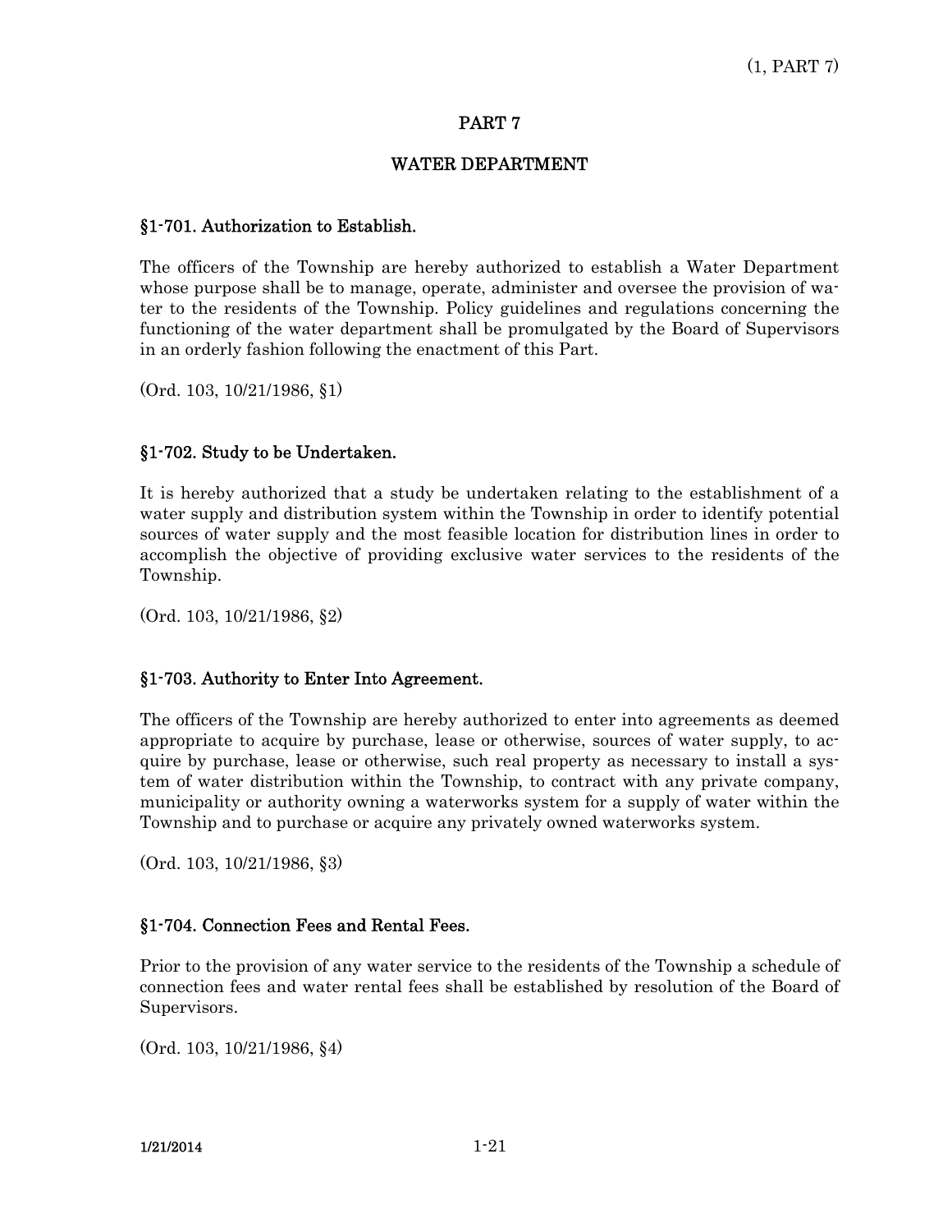# PART 7

## WATER DEPARTMENT

### §1-701. Authorization to Establish.

The officers of the Township are hereby authorized to establish a Water Department whose purpose shall be to manage, operate, administer and oversee the provision of water to the residents of the Township. Policy guidelines and regulations concerning the functioning of the water department shall be promulgated by the Board of Supervisors in an orderly fashion following the enactment of this Part.

(Ord. 103, 10/21/1986, §1)

### §1-702. Study to be Undertaken.

It is hereby authorized that a study be undertaken relating to the establishment of a water supply and distribution system within the Township in order to identify potential sources of water supply and the most feasible location for distribution lines in order to accomplish the objective of providing exclusive water services to the residents of the Township.

(Ord. 103, 10/21/1986, §2)

### §1-703. Authority to Enter Into Agreement.

The officers of the Township are hereby authorized to enter into agreements as deemed appropriate to acquire by purchase, lease or otherwise, sources of water supply, to acquire by purchase, lease or otherwise, such real property as necessary to install a system of water distribution within the Township, to contract with any private company, municipality or authority owning a waterworks system for a supply of water within the Township and to purchase or acquire any privately owned waterworks system.

(Ord. 103, 10/21/1986, §3)

### §1-704. Connection Fees and Rental Fees.

Prior to the provision of any water service to the residents of the Township a schedule of connection fees and water rental fees shall be established by resolution of the Board of Supervisors.

(Ord. 103, 10/21/1986, §4)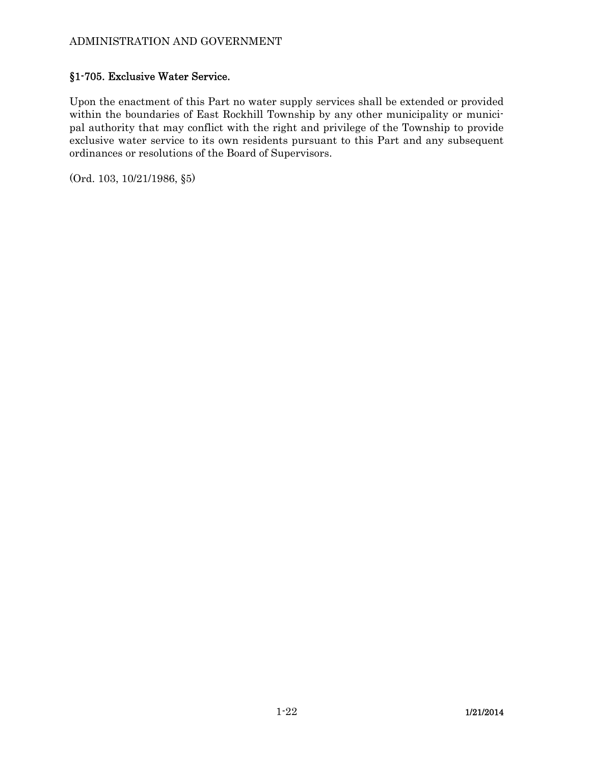### §1-705. Exclusive Water Service.

Upon the enactment of this Part no water supply services shall be extended or provided within the boundaries of East Rockhill Township by any other municipality or municipal authority that may conflict with the right and privilege of the Township to provide exclusive water service to its own residents pursuant to this Part and any subsequent ordinances or resolutions of the Board of Supervisors.

(Ord. 103, 10/21/1986, §5)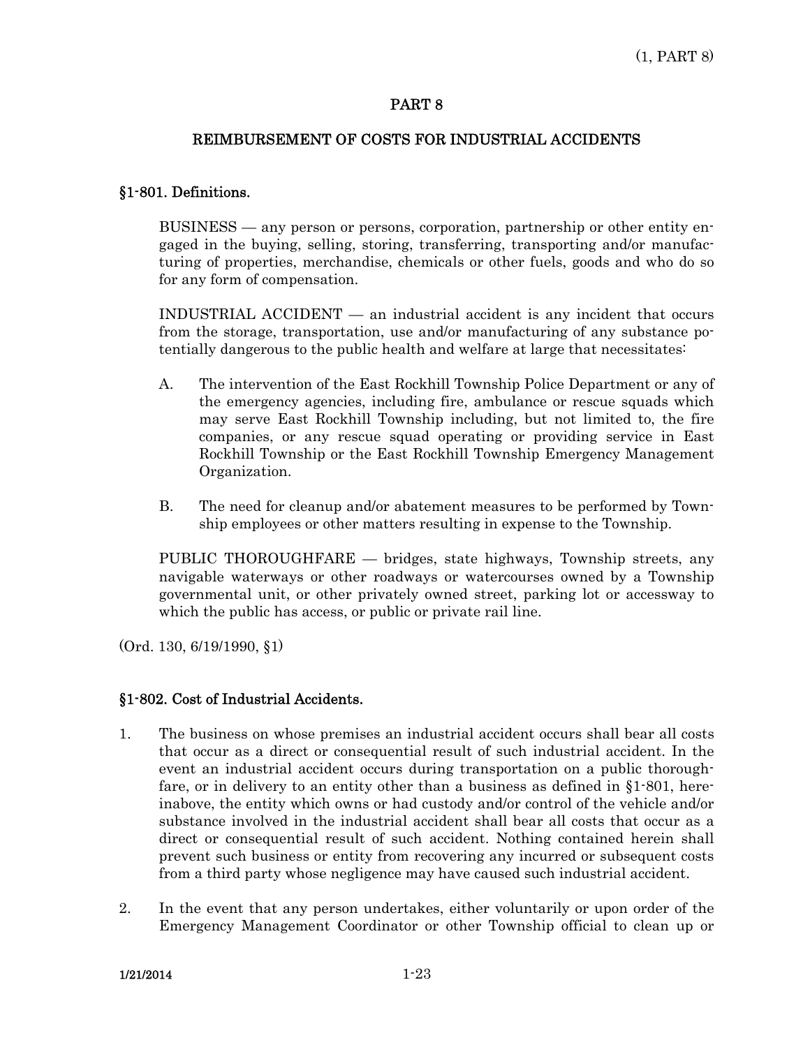# PART 8

## REIMBURSEMENT OF COSTS FOR INDUSTRIAL ACCIDENTS

### §1-801. Definitions.

BUSINESS — any person or persons, corporation, partnership or other entity engaged in the buying, selling, storing, transferring, transporting and/or manufacturing of properties, merchandise, chemicals or other fuels, goods and who do so for any form of compensation.

INDUSTRIAL ACCIDENT — an industrial accident is any incident that occurs from the storage, transportation, use and/or manufacturing of any substance potentially dangerous to the public health and welfare at large that necessitates:

A. The intervention of the East Rockhill Township Police Department or any of the emergency agencies, including fire, ambulance or rescue squads which may serve East Rockhill Township including, but not limited to, the fire companies, or any rescue squad operating or providing service in East Rockhill Township or the East Rockhill Township Emergency Management Organization.

B. The need for cleanup and/or abatement measures to be performed by Township employees or other matters resulting in expense to the Township.

PUBLIC THOROUGHFARE — bridges, state highways, Township streets, any navigable waterways or other roadways or watercourses owned by a Township governmental unit, or other privately owned street, parking lot or accessway to which the public has access, or public or private rail line.

(Ord. 130, 6/19/1990, §1)

### §1-802. Cost of Industrial Accidents.

1. The business on whose premises an industrial accident occurs shall bear all costs that occur as a direct or consequential result of such industrial accident. In the event an industrial accident occurs during transportation on a public thoroughfare, or in delivery to an entity other than a business as defined in §1-801, hereinabove, the entity which owns or had custody and/or control of the vehicle and/or substance involved in the industrial accident shall bear all costs that occur as a direct or consequential result of such accident. Nothing contained herein shall prevent such business or entity from recovering any incurred or subsequent costs from a third party whose negligence may have caused such industrial accident.

2. In the event that any person undertakes, either voluntarily or upon order of the Emergency Management Coordinator or other Township official to clean up or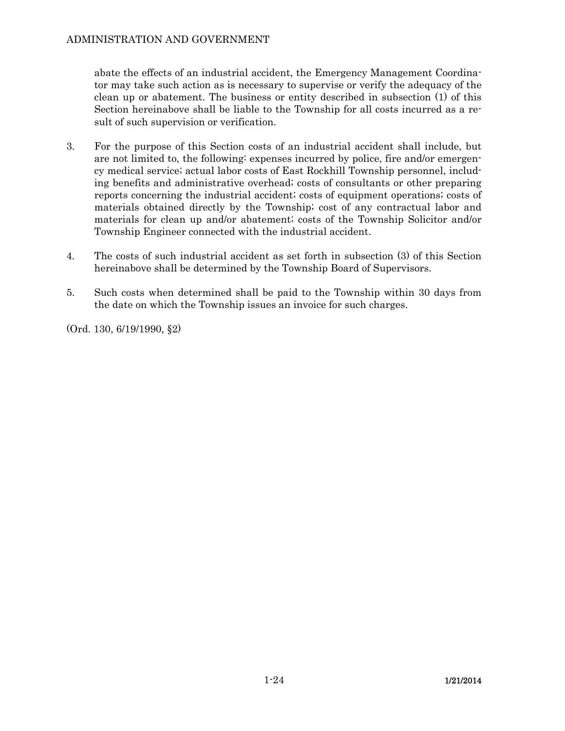abate the effects of an industrial accident, the Emergency Management Coordinator may take such action as is necessary to supervise or verify the adequacy of the clean up or abatement. The business or entity described in subsection (1) of this Section hereinabove shall be liable to the Township for all costs incurred as a result of such supervision or verification.

3. For the purpose of this Section costs of an industrial accident shall include, but are not limited to, the following: expenses incurred by police, fire and/or emergency medical service; actual labor costs of East Rockhill Township personnel, including benefits and administrative overhead; costs of consultants or other preparing reports concerning the industrial accident; costs of equipment operations; costs of materials obtained directly by the Township; cost of any contractual labor and materials for clean up and/or abatement; costs of the Township Solicitor and/or Township Engineer connected with the industrial accident.

4. The costs of such industrial accident as set forth in subsection (3) of this Section hereinabove shall be determined by the Township Board of Supervisors.

5. Such costs when determined shall be paid to the Township within 30 days from the date on which the Township issues an invoice for such charges.

(Ord. 130, 6/19/1990, §2)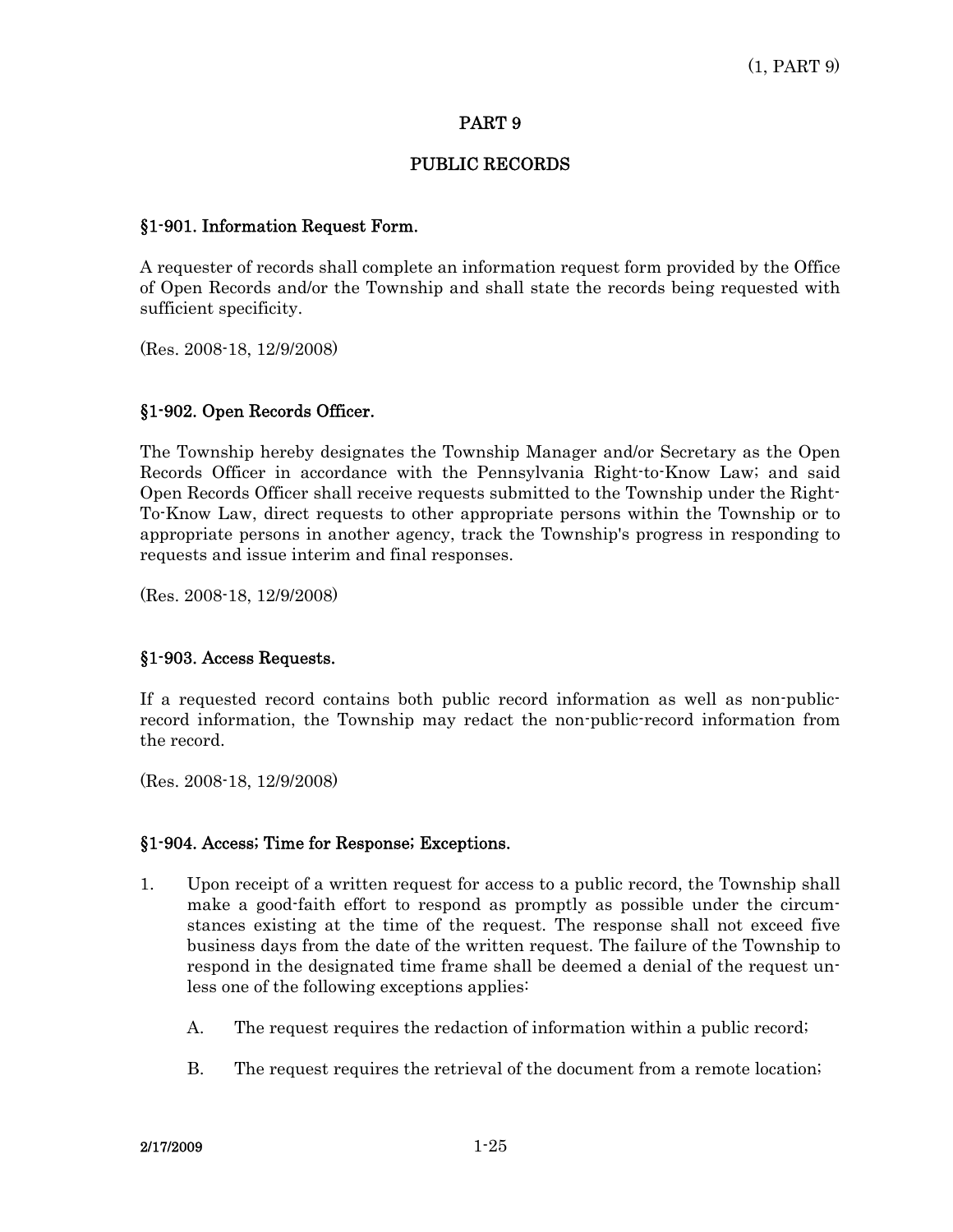# PART 9

## PUBLIC RECORDS

### §1-901. Information Request Form.

A requester of records shall complete an information request form provided by the Office of Open Records and/or the Township and shall state the records being requested with sufficient specificity.

(Res. 2008-18, 12/9/2008)

### §1-902. Open Records Officer.

The Township hereby designates the Township Manager and/or Secretary as the Open Records Officer in accordance with the Pennsylvania Right-to-Know Law; and said Open Records Officer shall receive requests submitted to the Township under the Right-To-Know Law, direct requests to other appropriate persons within the Township or to appropriate persons in another agency, track the Township's progress in responding to requests and issue interim and final responses.

(Res. 2008-18, 12/9/2008)

### §1-903. Access Requests.

If a requested record contains both public record information as well as non-public-record information, the Township may redact the non-public-record information from the record.

(Res. 2008-18, 12/9/2008)

### §1-904. Access; Time for Response; Exceptions.

1. Upon receipt of a written request for access to a public record, the Township shall make a good-faith effort to respond as promptly as possible under the circumstances existing at the time of the request. The response shall not exceed five business days from the date of the written request. The failure of the Township to respond in the designated time frame shall be deemed a denial of the request unless one of the following exceptions applies:

   A. The request requires the redaction of information within a public record;

   B. The request requires the retrieval of the document from a remote location;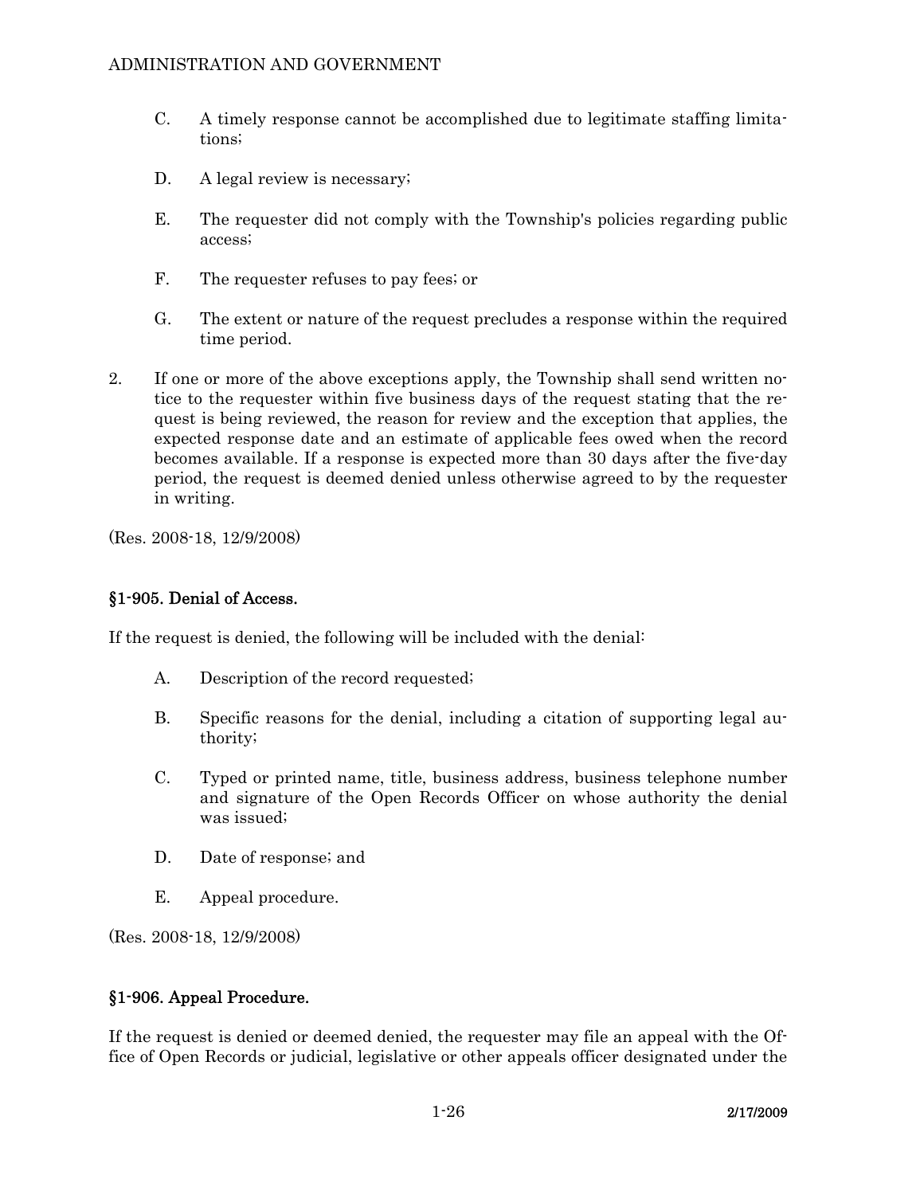C. A timely response cannot be accomplished due to legitimate staffing limitations;

D. A legal review is necessary;

E. The requester did not comply with the Township's policies regarding public access;

F. The requester refuses to pay fees; or

G. The extent or nature of the request precludes a response within the required time period.

2. If one or more of the above exceptions apply, the Township shall send written notice to the requester within five business days of the request stating that the request is being reviewed, the reason for review and the exception that applies, the expected response date and an estimate of applicable fees owed when the record becomes available. If a response is expected more than 30 days after the five-day period, the request is deemed denied unless otherwise agreed to by the requester in writing.

(Res. 2008-18, 12/9/2008)

### §1-905. Denial of Access.

If the request is denied, the following will be included with the denial:

A. Description of the record requested;

B. Specific reasons for the denial, including a citation of supporting legal authority;

C. Typed or printed name, title, business address, business telephone number and signature of the Open Records Officer on whose authority the denial was issued;

D. Date of response; and

E. Appeal procedure.

(Res. 2008-18, 12/9/2008)

### §1-906. Appeal Procedure.

If the request is denied or deemed denied, the requester may file an appeal with the Office of Open Records or judicial, legislative or other appeals officer designated under the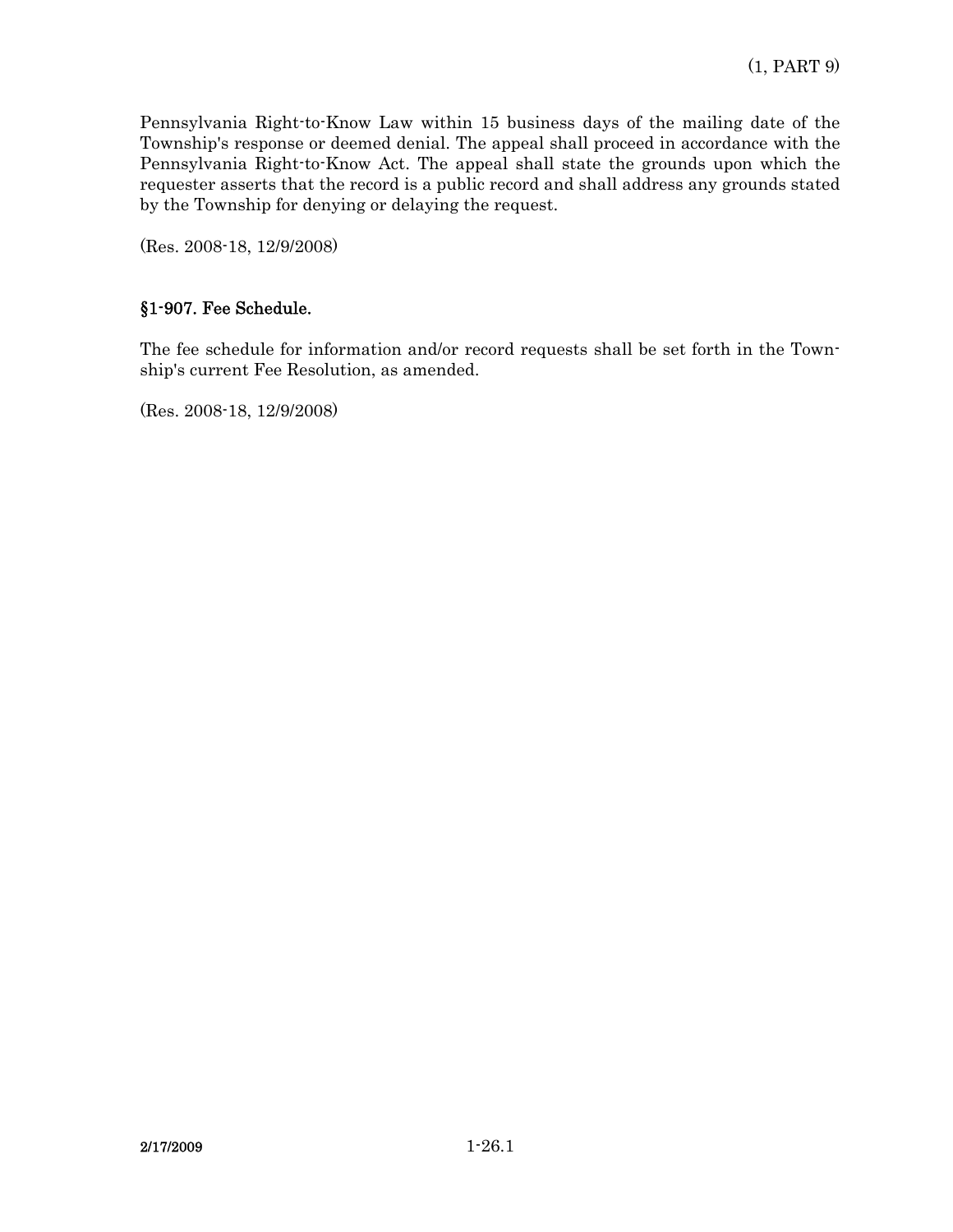Pennsylvania Right-to-Know Law within 15 business days of the mailing date of the Township's response or deemed denial. The appeal shall proceed in accordance with the Pennsylvania Right-to-Know Act. The appeal shall state the grounds upon which the requester asserts that the record is a public record and shall address any grounds stated by the Township for denying or delaying the request.

(Res. 2008-18, 12/9/2008)

### §1-907. Fee Schedule.

The fee schedule for information and/or record requests shall be set forth in the Township's current Fee Resolution, as amended.

(Res. 2008-18, 12/9/2008)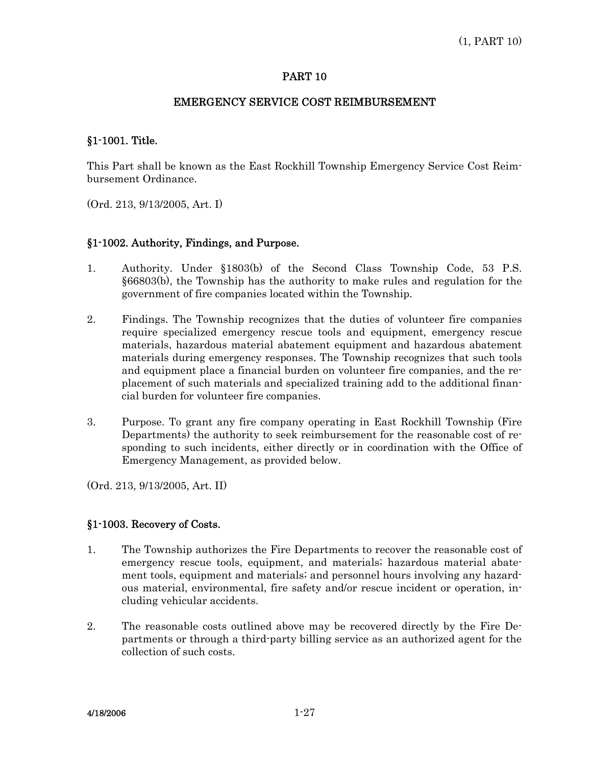# PART 10

## EMERGENCY SERVICE COST REIMBURSEMENT

### §1-1001. Title.

This Part shall be known as the East Rockhill Township Emergency Service Cost Reimbursement Ordinance.

(Ord. 213, 9/13/2005, Art. I)

### §1-1002. Authority, Findings, and Purpose.

1. Authority. Under §1803(b) of the Second Class Township Code, 53 P.S. §66803(b), the Township has the authority to make rules and regulation for the government of fire companies located within the Township.

2. Findings. The Township recognizes that the duties of volunteer fire companies require specialized emergency rescue tools and equipment, emergency rescue materials, hazardous material abatement equipment and hazardous abatement materials during emergency responses. The Township recognizes that such tools and equipment place a financial burden on volunteer fire companies, and the replacement of such materials and specialized training add to the additional financial burden for volunteer fire companies.

3. Purpose. To grant any fire company operating in East Rockhill Township (Fire Departments) the authority to seek reimbursement for the reasonable cost of responding to such incidents, either directly or in coordination with the Office of Emergency Management, as provided below.

(Ord. 213, 9/13/2005, Art. II)

### §1-1003. Recovery of Costs.

1. The Township authorizes the Fire Departments to recover the reasonable cost of emergency rescue tools, equipment, and materials; hazardous material abatement tools, equipment and materials; and personnel hours involving any hazardous material, environmental, fire safety and/or rescue incident or operation, including vehicular accidents.

2. The reasonable costs outlined above may be recovered directly by the Fire Departments or through a third-party billing service as an authorized agent for the collection of such costs.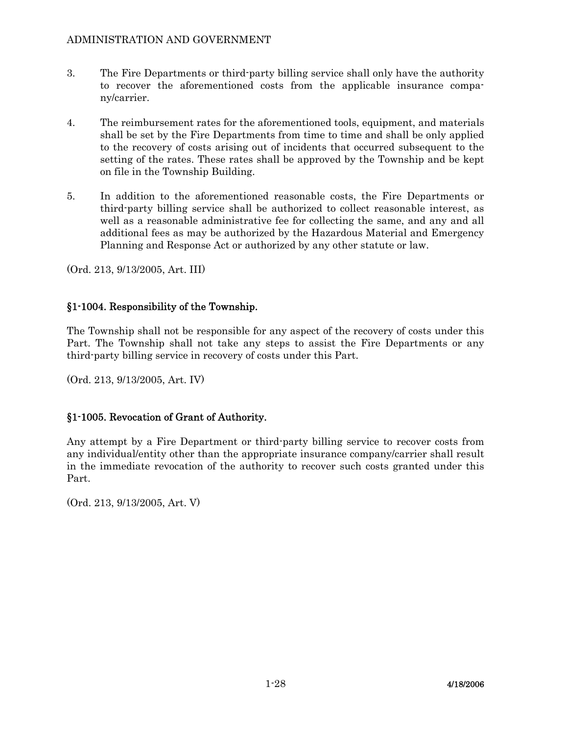3. The Fire Departments or third-party billing service shall only have the authority to recover the aforementioned costs from the applicable insurance company/carrier.

4. The reimbursement rates for the aforementioned tools, equipment, and materials shall be set by the Fire Departments from time to time and shall be only applied to the recovery of costs arising out of incidents that occurred subsequent to the setting of the rates. These rates shall be approved by the Township and be kept on file in the Township Building.

5. In addition to the aforementioned reasonable costs, the Fire Departments or third-party billing service shall be authorized to collect reasonable interest, as well as a reasonable administrative fee for collecting the same, and any and all additional fees as may be authorized by the Hazardous Material and Emergency Planning and Response Act or authorized by any other statute or law.

(Ord. 213, 9/13/2005, Art. III)

## §1-1004. Responsibility of the Township.

The Township shall not be responsible for any aspect of the recovery of costs under this Part. The Township shall not take any steps to assist the Fire Departments or any third-party billing service in recovery of costs under this Part.

(Ord. 213, 9/13/2005, Art. IV)

## §1-1005. Revocation of Grant of Authority.

Any attempt by a Fire Department or third-party billing service to recover costs from any individual/entity other than the appropriate insurance company/carrier shall result in the immediate revocation of the authority to recover such costs granted under this Part.

(Ord. 213, 9/13/2005, Art. V)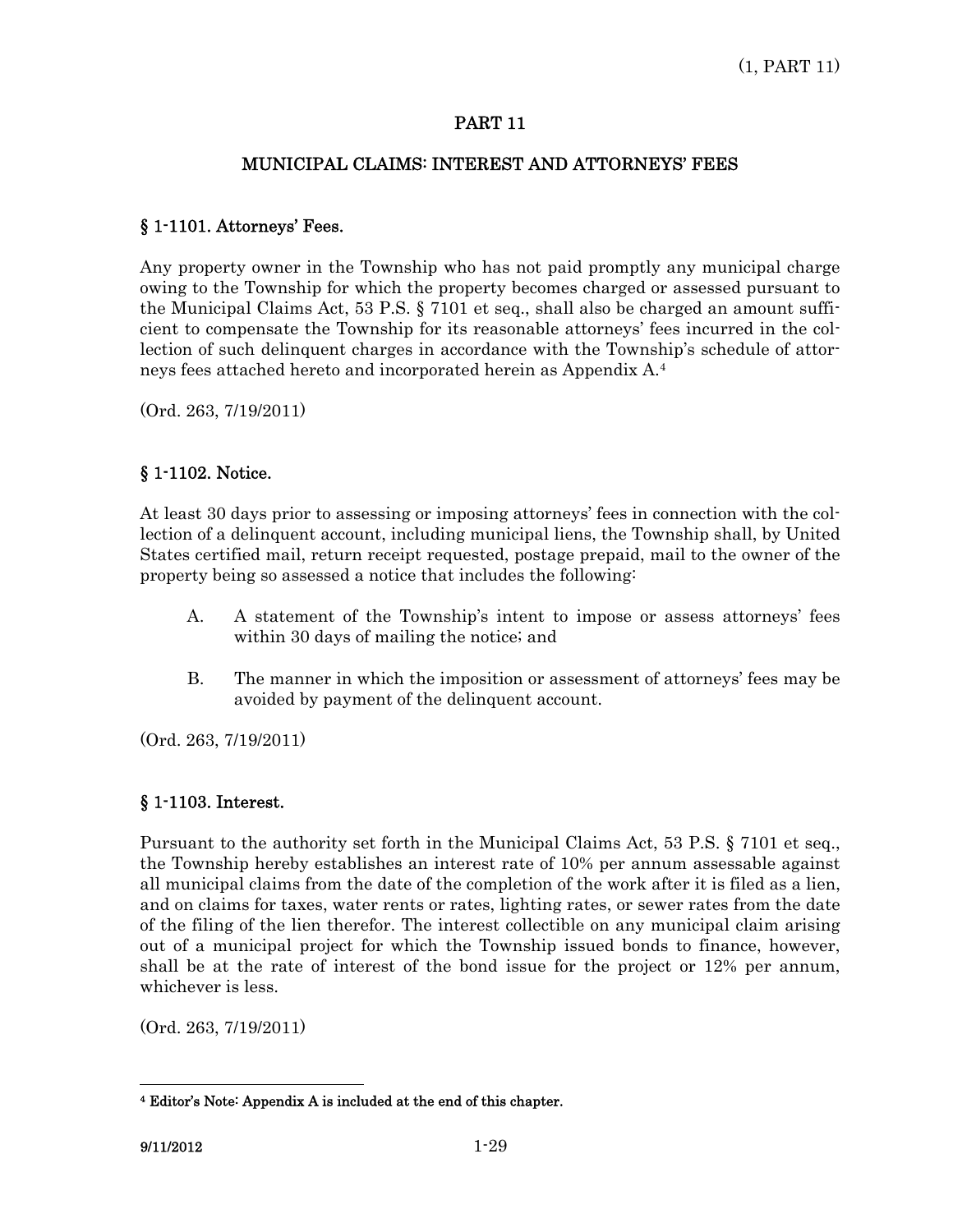# PART 11

## MUNICIPAL CLAIMS: INTEREST AND ATTORNEYS' FEES

### § 1-1101. Attorneys' Fees.

Any property owner in the Township who has not paid promptly any municipal charge owing to the Township for which the property becomes charged or assessed pursuant to the Municipal Claims Act, 53 P.S. § 7101 et seq., shall also be charged an amount sufficient to compensate the Township for its reasonable attorneys' fees incurred in the collection of such delinquent charges in accordance with the Township's schedule of attorneys fees attached hereto and incorporated herein as Appendix A.[4]

(Ord. 263, 7/19/2011)

### § 1-1102. Notice.

At least 30 days prior to assessing or imposing attorneys' fees in connection with the collection of a delinquent account, including municipal liens, the Township shall, by United States certified mail, return receipt requested, postage prepaid, mail to the owner of the property being so assessed a notice that includes the following:

A. A statement of the Township's intent to impose or assess attorneys' fees within 30 days of mailing the notice; and

B. The manner in which the imposition or assessment of attorneys' fees may be avoided by payment of the delinquent account.

(Ord. 263, 7/19/2011)

### § 1-1103. Interest.

Pursuant to the authority set forth in the Municipal Claims Act, 53 P.S. § 7101 et seq., the Township hereby establishes an interest rate of 10% per annum assessable against all municipal claims from the date of the completion of the work after it is filed as a lien, and on claims for taxes, water rents or rates, lighting rates, or sewer rates from the date of the filing of the lien therefor. The interest collectible on any municipal claim arising out of a municipal project for which the Township issued bonds to finance, however, shall be at the rate of interest of the bond issue for the project or 12% per annum, whichever is less.

(Ord. 263, 7/19/2011)

---

[4] **Editor's Note: Appendix A is included at the end of this chapter.**